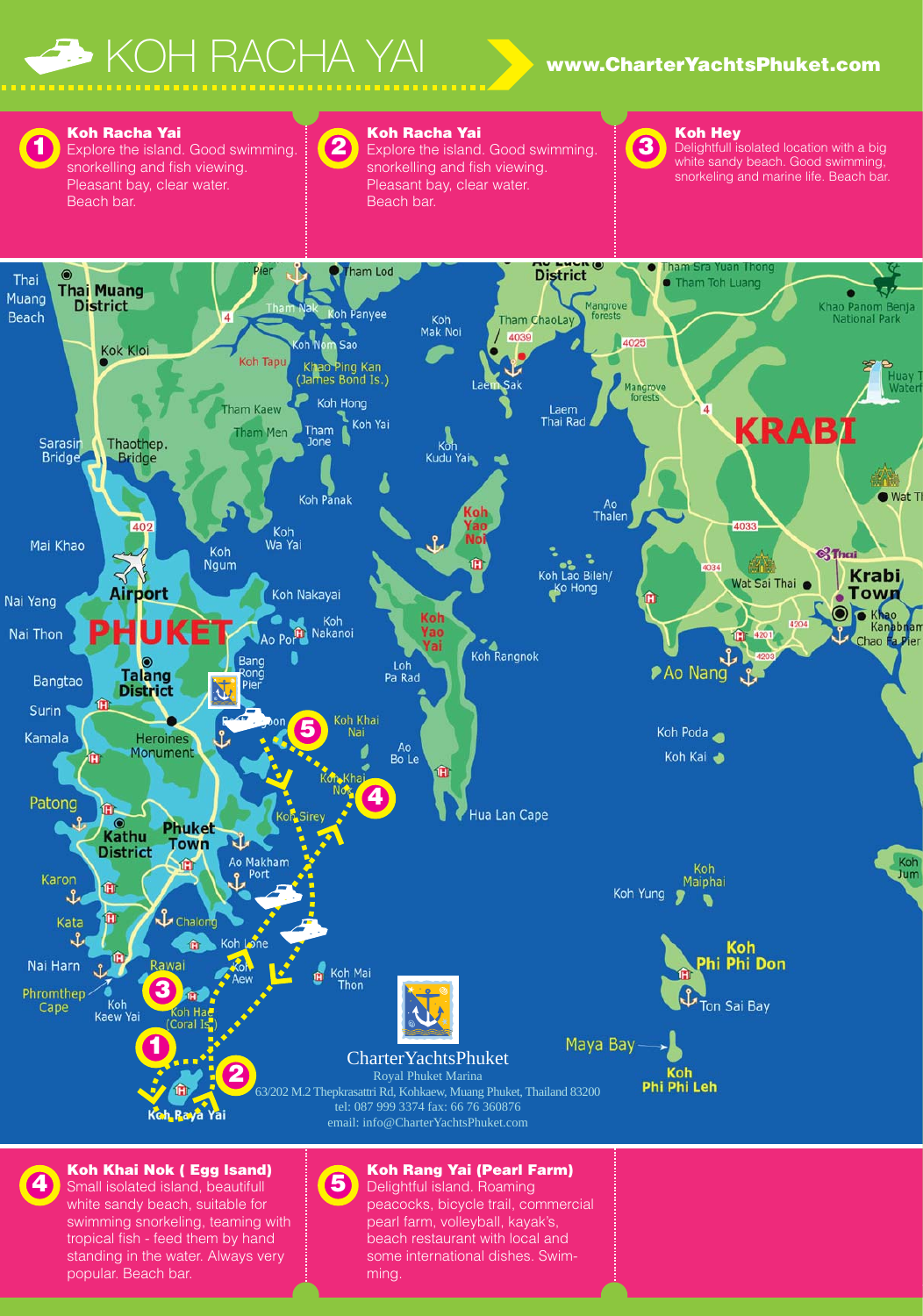# KOH RACHA YAI

www.CharterYachtsPhuket.com

**1 Koh Racha Yai**
Explore the island. Good swimming. snorkelling and fish viewing. Pleasant bay, clear water. Beach bar.

**2 Koh Racha Yai**
Explore the island. Good swimming. snorkelling and fish viewing. Pleasant bay, clear water. Beach bar.

**3 Koh Hey**
Delightfull isolated location with a big white sandy beach. Good swimming, snorkeling and marine life. Beach bar.

CharterYachtsPhuket
Royal Phuket Marina
63/202 M.2 Thepkrasattri Rd, Kohkaew, Muang Phuket, Thailand 83200
tel: 087 999 3374 fax: 66 76 360876
email: info@CharterYachtsPhuket.com

**4 Koh Khai Nok ( Egg Isand)**
Small isolated island, beautifull white sandy beach, suitable for swimming snorkeling, teaming with tropical fish - feed them by hand standing in the water. Always very popular. Beach bar.

**5 Koh Rang Yai (Pearl Farm)**
Delightful island. Roaming peacocks, bicycle trail, commercial pearl farm, volleyball, kayak's, beach restaurant with local and some international dishes. Swimming.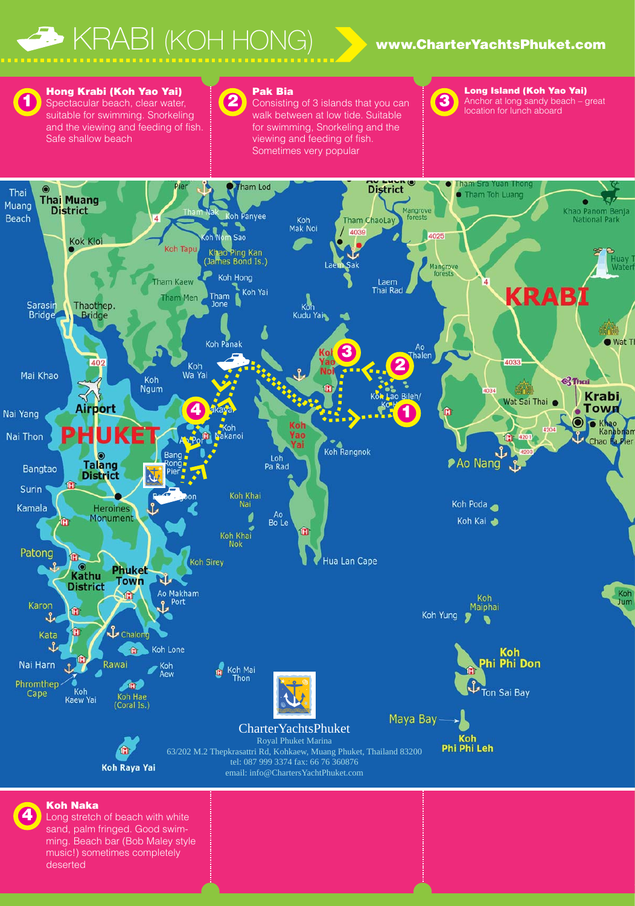# KRABI (KOH HONG)

www.CharterYachtsPhuket.com

**1 Hong Krabi (Koh Yao Yai)**
Spectacular beach, clear water, suitable for swimming. Snorkeling and the viewing and feeding of fish. Safe shallow beach

**2 Pak Bia**
Consisting of 3 islands that you can walk between at low tide. Suitable for swimming, Snorkeling and the viewing and feeding of fish. Sometimes very popular

**3 Long Island (Koh Yao Yai)**
Anchor at long sandy beach – great location for lunch aboard

CharterYachtsPhuket
Royal Phuket Marina
63/202 M.2 Thepkrasattri Rd, Kohkaew, Muang Phuket, Thailand 83200
tel: 087 999 3374 fax: 66 76 360876
email: info@ChartersYachtPhuket.com

**4 Koh Naka**
Long stretch of beach with white sand, palm fringed. Good swimming. Beach bar (Bob Maley style music!) sometimes completely deserted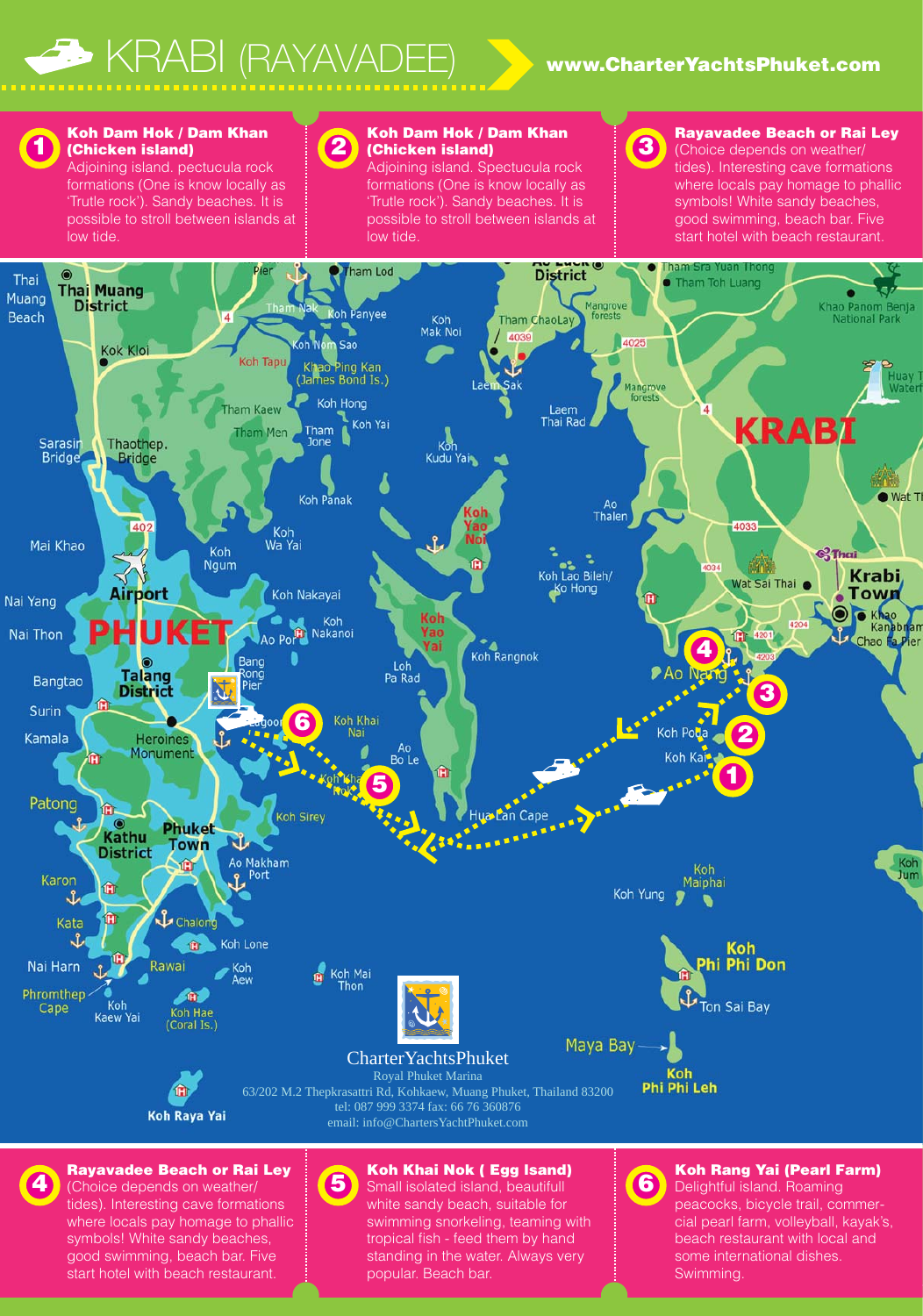# KRABI (RAYAVADEE)

**www.CharterYachtsPhuket.com**

**1 Koh Dam Hok / Dam Khan (Chicken island)**
Adjoining island. pectucula rock formations (One is know locally as 'Trutle rock'). Sandy beaches. It is possible to stroll between islands at low tide.

**2 Koh Dam Hok / Dam Khan (Chicken island)**
Adjoining island. Spectucula rock formations (One is know locally as 'Trutle rock'). Sandy beaches. It is possible to stroll between islands at low tide.

**3 Rayavadee Beach or Rai Ley**
(Choice depends on weather/ tides). Interesting cave formations where locals pay homage to phallic symbols! White sandy beaches, good swimming, beach bar. Five start hotel with beach restaurant.

CharterYachtsPhuket
Royal Phuket Marina
63/202 M.2 Thepkrasattri Rd, Kohkaew, Muang Phuket, Thailand 83200
tel: 087 999 3374 fax: 66 76 360876
email: info@ChartersYachtPhuket.com

**4 Rayavadee Beach or Rai Ley**
(Choice depends on weather/ tides). Interesting cave formations where locals pay homage to phallic symbols! White sandy beaches, good swimming, beach bar. Five start hotel with beach restaurant.

**5 Koh Khai Nok ( Egg Isand)**
Small isolated island, beautifull white sandy beach, suitable for swimming snorkeling, teaming with tropical fish - feed them by hand standing in the water. Always very popular. Beach bar.

**6 Koh Rang Yai (Pearl Farm)**
Delightful island. Roaming peacocks, bicycle trail, commercial pearl farm, volleyball, kayak's, beach restaurant with local and some international dishes. Swimming.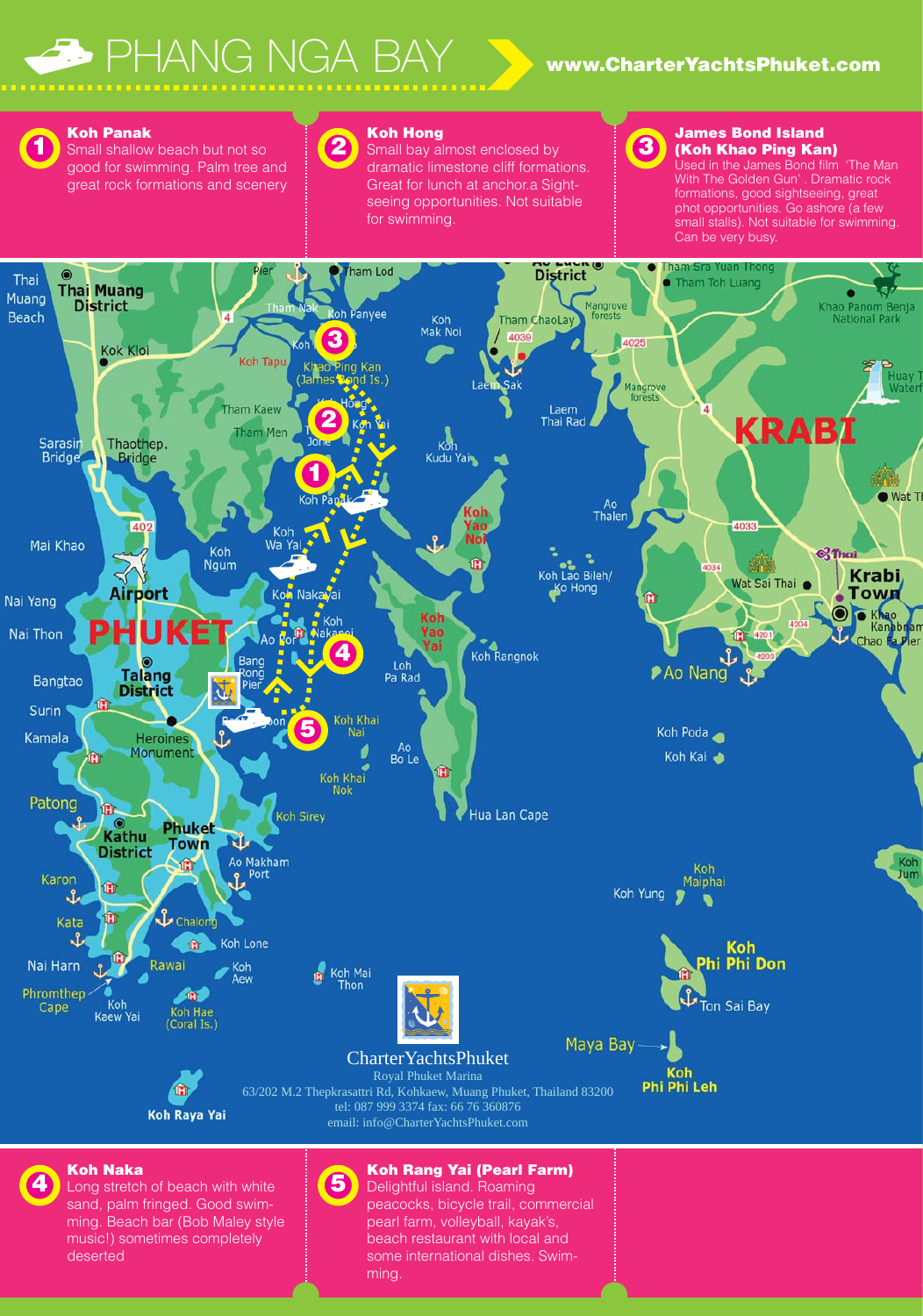# PHANG NGA BAY

**www.CharterYachtsPhuket.com**

### 1 Koh Panak

Small shallow beach but not so good for swimming. Palm tree and great rock formations and scenery

### 2 Koh Hong

Small bay almost enclosed by dramatic limestone cliff formations. Great for lunch at anchor.a Sight-seeing opportunities. Not suitable for swimming.

### 3 James Bond Island (Koh Khao Ping Kan)

Used in the James Bond film 'The Man With The Golden Gun' . Dramatic rock formations, good sightseeing, great phot opportunities. Go ashore (a few small stalls). Not suitable for swimming. Can be very busy.

CharterYachtsPhuket
Royal Phuket Marina
63/202 M.2 Thepkrasattri Rd, Kohkaew, Muang Phuket, Thailand 83200
tel: 087 999 3374 fax: 66 76 360876
email: info@CharterYachtsPhuket.com

### 4 Koh Naka

Long stretch of beach with white sand, palm fringed. Good swimming. Beach bar (Bob Maley style music!) sometimes completely deserted

### 5 Koh Rang Yai (Pearl Farm)

Delightful island. Roaming peacocks, bicycle trail, commercial pearl farm, volleyball, kayak's, beach restaurant with local and some international dishes. Swimming.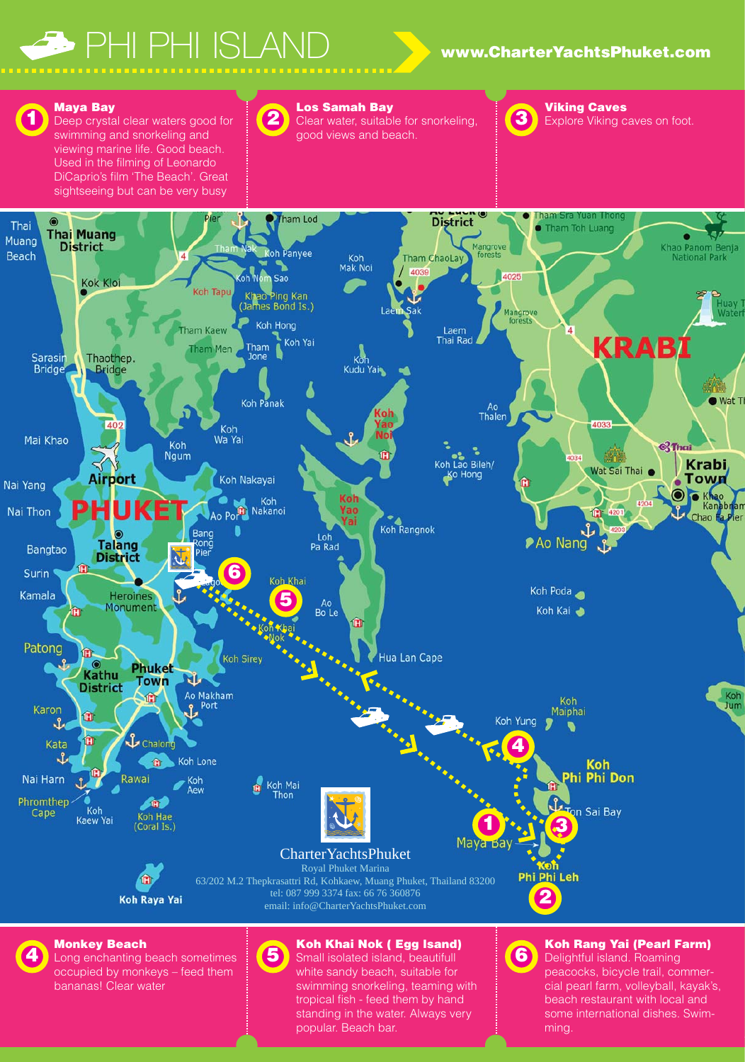# PHI PHI ISLAND

www.CharterYachtsPhuket.com

**1 Maya Bay**
Deep crystal clear waters good for swimming and snorkeling and viewing marine life. Good beach. Used in the filming of Leonardo DiCaprio's film 'The Beach'. Great sightseeing but can be very busy

**2 Los Samah Bay**
Clear water, suitable for snorkeling, good views and beach.

**3 Viking Caves**
Explore Viking caves on foot.

CharterYachtsPhuket
Royal Phuket Marina
63/202 M.2 Thepkrasattri Rd, Kohkaew, Muang Phuket, Thailand 83200
tel: 087 999 3374 fax: 66 76 360876
email: info@CharterYachtsPhuket.com

**4 Monkey Beach**
Long enchanting beach sometimes occupied by monkeys – feed them bananas! Clear water

**5 Koh Khai Nok ( Egg Isand)**
Small isolated island, beautifull white sandy beach, suitable for swimming snorkeling, teaming with tropical fish - feed them by hand standing in the water. Always very popular. Beach bar.

**6 Koh Rang Yai (Pearl Farm)**
Delightful island. Roaming peacocks, bicycle trail, commercial pearl farm, volleyball, kayak's, beach restaurant with local and some international dishes. Swimming.